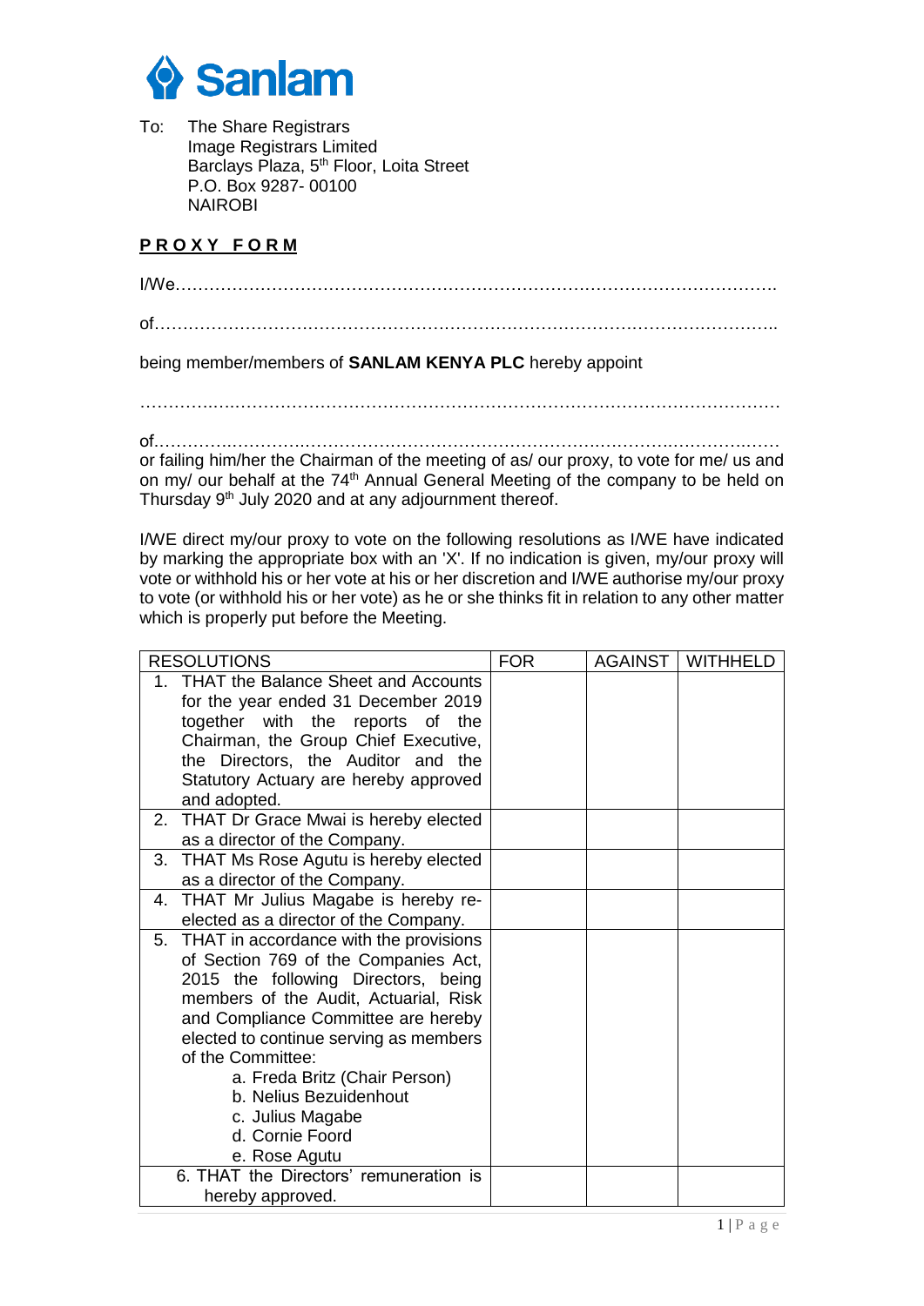Sanlam

To: The Share Registrars
Image Registrars Limited
Barclays Plaza, 5th Floor, Loita Street
P.O. Box 9287- 00100
NAIROBI

**PROXY FORM**

I/We……………………………………………………………………………………………….

of………………………………………………………………………………………………..

being member/members of **SANLAM KENYA PLC** hereby appoint

…………………………………………………………………………………………………

of………………………………………………………………………………………………
or failing him/her the Chairman of the meeting of as/ our proxy, to vote for me/ us and on my/ our behalf at the 74th Annual General Meeting of the company to be held on Thursday 9th July 2020 and at any adjournment thereof.

I/WE direct my/our proxy to vote on the following resolutions as I/WE have indicated by marking the appropriate box with an 'X'. If no indication is given, my/our proxy will vote or withhold his or her vote at his or her discretion and I/WE authorise my/our proxy to vote (or withhold his or her vote) as he or she thinks fit in relation to any other matter which is properly put before the Meeting.

| RESOLUTIONS | FOR | AGAINST | WITHHELD |
|---|---|---|---|
| 1. THAT the Balance Sheet and Accounts for the year ended 31 December 2019 together with the reports of the Chairman, the Group Chief Executive, the Directors, the Auditor and the Statutory Actuary are hereby approved and adopted. | | | |
| 2. THAT Dr Grace Mwai is hereby elected as a director of the Company. | | | |
| 3. THAT Ms Rose Agutu is hereby elected as a director of the Company. | | | |
| 4. THAT Mr Julius Magabe is hereby re-elected as a director of the Company. | | | |
| 5. THAT in accordance with the provisions of Section 769 of the Companies Act, 2015 the following Directors, being members of the Audit, Actuarial, Risk and Compliance Committee are hereby elected to continue serving as members of the Committee: a. Freda Britz (Chair Person) b. Nelius Bezuidenhout c. Julius Magabe d. Cornie Foord e. Rose Agutu | | | |
| 6. THAT the Directors' remuneration is hereby approved. | | | |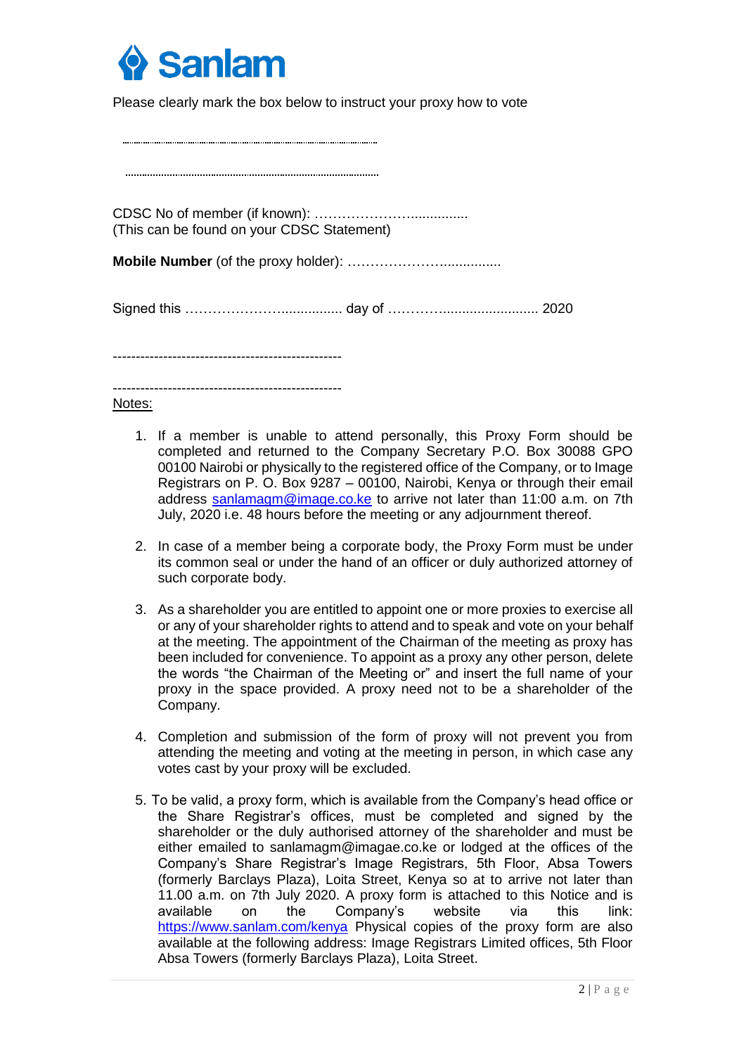Sanlam

Please clearly mark the box below to instruct your proxy how to vote

………………………………………………………………

………………………………………………………………

CDSC No of member (if known): ………………….................
(This can be found on your CDSC Statement)

**Mobile Number** (of the proxy holder): ………………….................

Signed this ………………….............. day of ……….......................... 2020

--------------------------------------------------

--------------------------------------------------

Notes:

1. If a member is unable to attend personally, this Proxy Form should be completed and returned to the Company Secretary P.O. Box 30088 GPO 00100 Nairobi or physically to the registered office of the Company, or to Image Registrars on P. O. Box 9287 – 00100, Nairobi, Kenya or through their email address sanlamagm@image.co.ke to arrive not later than 11:00 a.m. on 7th July, 2020 i.e. 48 hours before the meeting or any adjournment thereof.

2. In case of a member being a corporate body, the Proxy Form must be under its common seal or under the hand of an officer or duly authorized attorney of such corporate body.

3. As a shareholder you are entitled to appoint one or more proxies to exercise all or any of your shareholder rights to attend and to speak and vote on your behalf at the meeting. The appointment of the Chairman of the meeting as proxy has been included for convenience. To appoint as a proxy any other person, delete the words "the Chairman of the Meeting or" and insert the full name of your proxy in the space provided. A proxy need not to be a shareholder of the Company.

4. Completion and submission of the form of proxy will not prevent you from attending the meeting and voting at the meeting in person, in which case any votes cast by your proxy will be excluded.

5. To be valid, a proxy form, which is available from the Company's head office or the Share Registrar's offices, must be completed and signed by the shareholder or the duly authorised attorney of the shareholder and must be either emailed to sanlamagm@imagae.co.ke or lodged at the offices of the Company's Share Registrar's Image Registrars, 5th Floor, Absa Towers (formerly Barclays Plaza), Loita Street, Kenya so at to arrive not later than 11.00 a.m. on 7th July 2020. A proxy form is attached to this Notice and is available on the Company's website via this link: https://www.sanlam.com/kenya Physical copies of the proxy form are also available at the following address: Image Registrars Limited offices, 5th Floor Absa Towers (formerly Barclays Plaza), Loita Street.